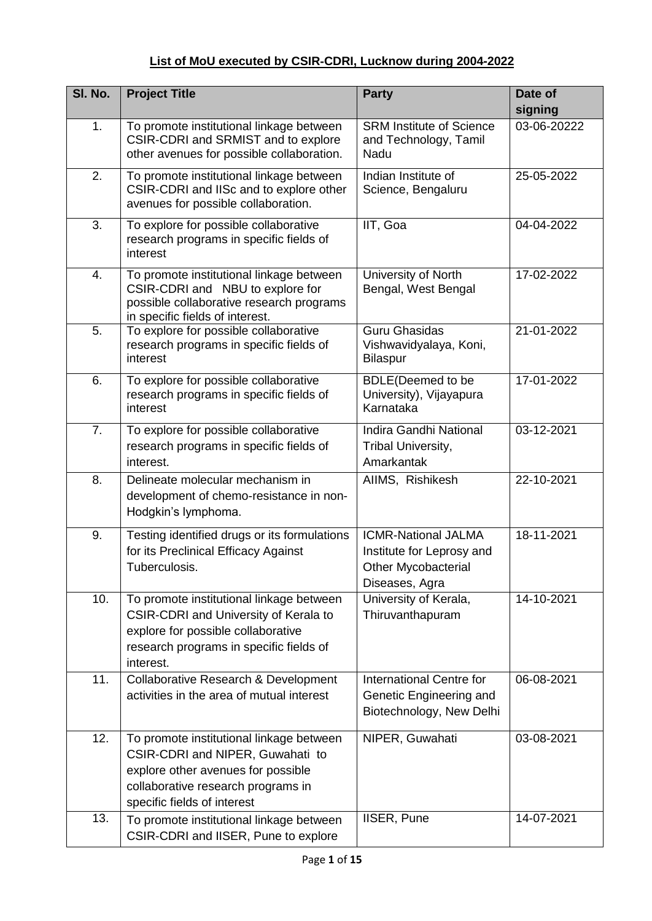## List of MoU executed by CSIR-CDRI, Lucknow during 2004-2022

| Sl. No. | Project Title | Party | Date of signing |
|---|---|---|---|
| 1. | To promote institutional linkage between CSIR-CDRI and SRMIST and to explore other avenues for possible collaboration. | SRM Institute of Science and Technology, Tamil Nadu | 03-06-20222 |
| 2. | To promote institutional linkage between CSIR-CDRI and IISc and to explore other avenues for possible collaboration. | Indian Institute of Science, Bengaluru | 25-05-2022 |
| 3. | To explore for possible collaborative research programs in specific fields of interest | IIT, Goa | 04-04-2022 |
| 4. | To promote institutional linkage between CSIR-CDRI and NBU to explore for possible collaborative research programs in specific fields of interest. | University of North Bengal, West Bengal | 17-02-2022 |
| 5. | To explore for possible collaborative research programs in specific fields of interest | Guru Ghasidas Vishwavidyalaya, Koni, Bilaspur | 21-01-2022 |
| 6. | To explore for possible collaborative research programs in specific fields of interest | BDLE(Deemed to be University), Vijayapura Karnataka | 17-01-2022 |
| 7. | To explore for possible collaborative research programs in specific fields of interest. | Indira Gandhi National Tribal University, Amarkantak | 03-12-2021 |
| 8. | Delineate molecular mechanism in development of chemo-resistance in non-Hodgkin's lymphoma. | AIIMS, Rishikesh | 22-10-2021 |
| 9. | Testing identified drugs or its formulations for its Preclinical Efficacy Against Tuberculosis. | ICMR-National JALMA Institute for Leprosy and Other Mycobacterial Diseases, Agra | 18-11-2021 |
| 10. | To promote institutional linkage between CSIR-CDRI and University of Kerala to explore for possible collaborative research programs in specific fields of interest. | University of Kerala, Thiruvanthapuram | 14-10-2021 |
| 11. | Collaborative Research & Development activities in the area of mutual interest | International Centre for Genetic Engineering and Biotechnology, New Delhi | 06-08-2021 |
| 12. | To promote institutional linkage between CSIR-CDRI and NIPER, Guwahati to explore other avenues for possible collaborative research programs in specific fields of interest | NIPER, Guwahati | 03-08-2021 |
| 13. | To promote institutional linkage between CSIR-CDRI and IISER, Pune to explore | IISER, Pune | 14-07-2021 |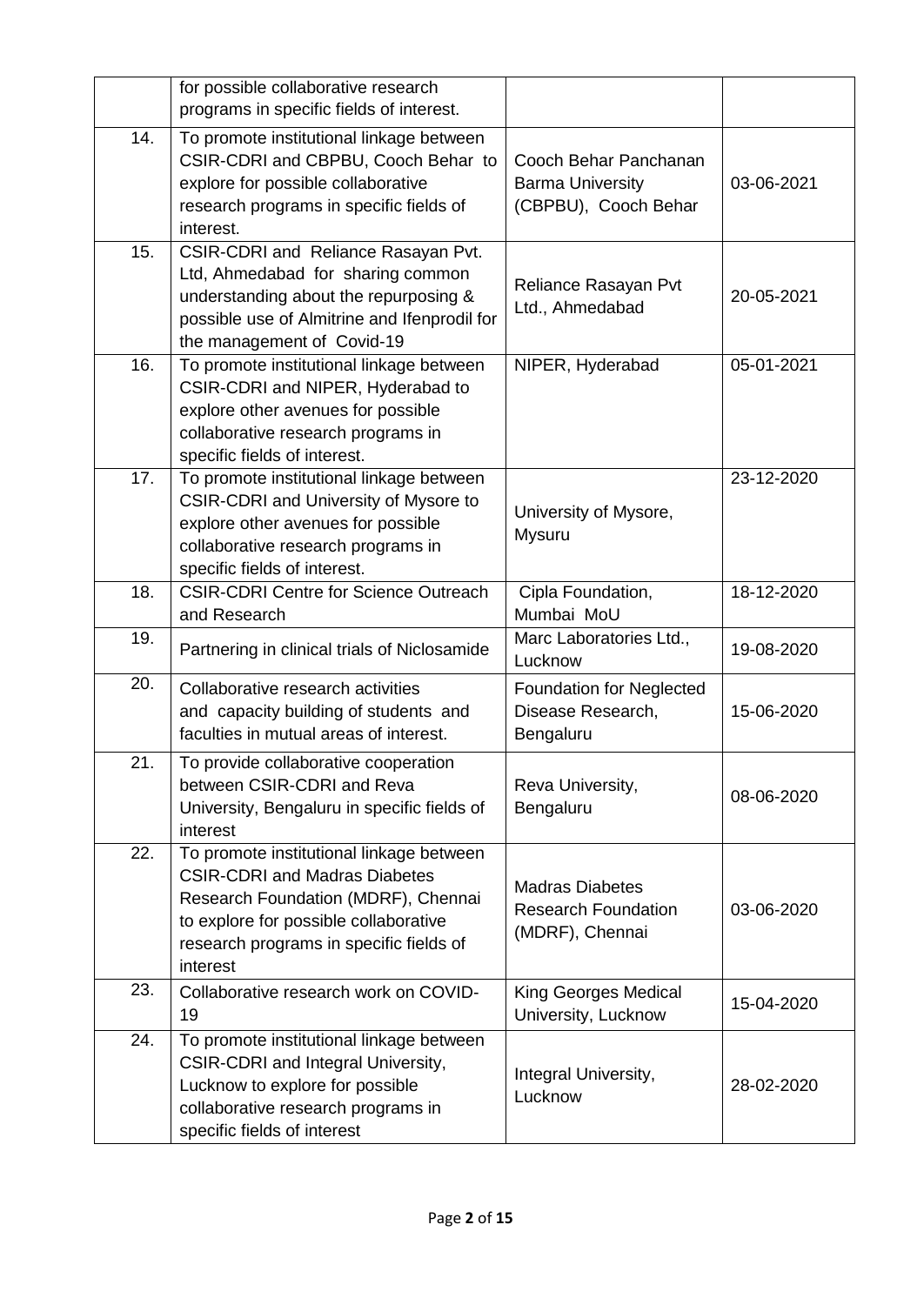|  |  |  |  |
|---|---|---|---|
|  | for possible collaborative research programs in specific fields of interest. |  |  |
| 14. | To promote institutional linkage between CSIR-CDRI and CBPBU, Cooch Behar to explore for possible collaborative research programs in specific fields of interest. | Cooch Behar Panchanan Barma University (CBPBU), Cooch Behar | 03-06-2021 |
| 15. | CSIR-CDRI and Reliance Rasayan Pvt. Ltd, Ahmedabad for sharing common understanding about the repurposing & possible use of Almitrine and Ifenprodil for the management of Covid-19 | Reliance Rasayan Pvt Ltd., Ahmedabad | 20-05-2021 |
| 16. | To promote institutional linkage between CSIR-CDRI and NIPER, Hyderabad to explore other avenues for possible collaborative research programs in specific fields of interest. | NIPER, Hyderabad | 05-01-2021 |
| 17. | To promote institutional linkage between CSIR-CDRI and University of Mysore to explore other avenues for possible collaborative research programs in specific fields of interest. | University of Mysore, Mysuru | 23-12-2020 |
| 18. | CSIR-CDRI Centre for Science Outreach and Research | Cipla Foundation, Mumbai MoU | 18-12-2020 |
| 19. | Partnering in clinical trials of Niclosamide | Marc Laboratories Ltd., Lucknow | 19-08-2020 |
| 20. | Collaborative research activities and capacity building of students and faculties in mutual areas of interest. | Foundation for Neglected Disease Research, Bengaluru | 15-06-2020 |
| 21. | To provide collaborative cooperation between CSIR-CDRI and Reva University, Bengaluru in specific fields of interest | Reva University, Bengaluru | 08-06-2020 |
| 22. | To promote institutional linkage between CSIR-CDRI and Madras Diabetes Research Foundation (MDRF), Chennai to explore for possible collaborative research programs in specific fields of interest | Madras Diabetes Research Foundation (MDRF), Chennai | 03-06-2020 |
| 23. | Collaborative research work on COVID-19 | King Georges Medical University, Lucknow | 15-04-2020 |
| 24. | To promote institutional linkage between CSIR-CDRI and Integral University, Lucknow to explore for possible collaborative research programs in specific fields of interest | Integral University, Lucknow | 28-02-2020 |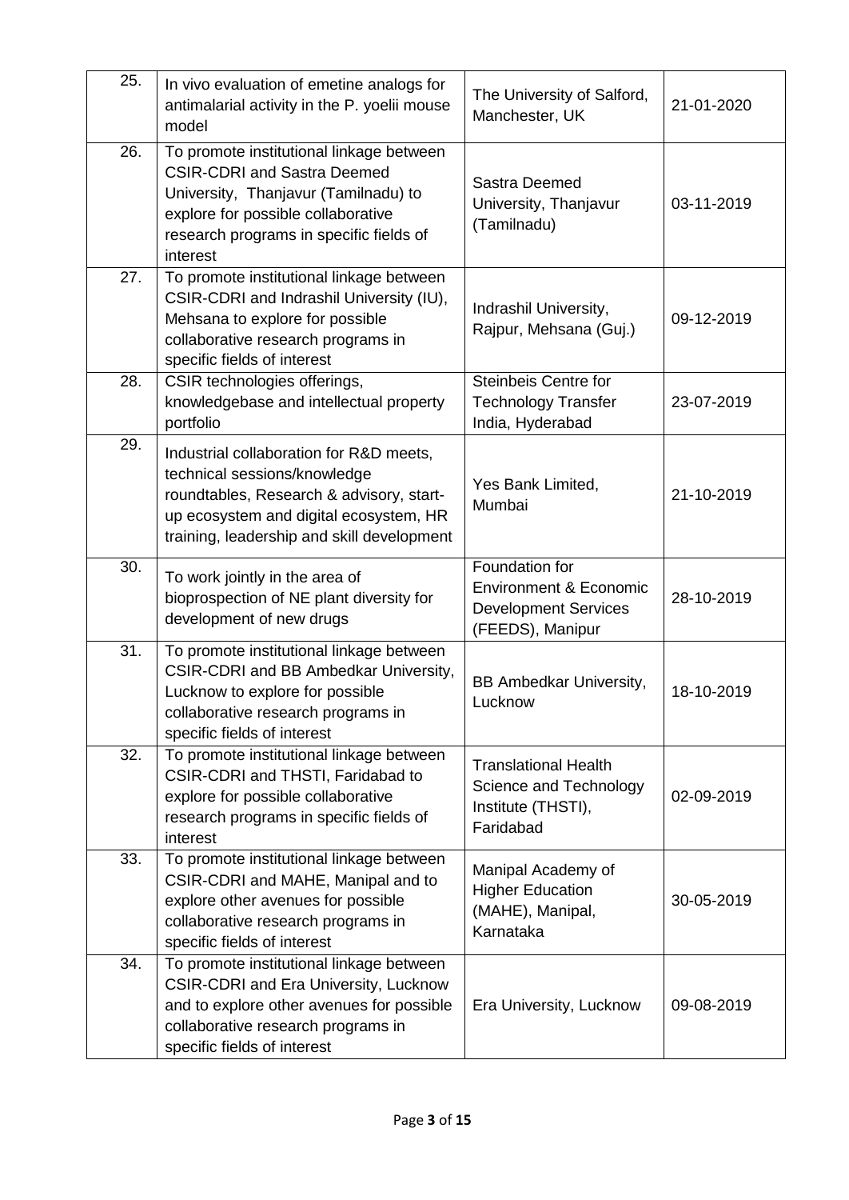| 25. | In vivo evaluation of emetine analogs for antimalarial activity in the P. yoelii mouse model | The University of Salford, Manchester, UK | 21-01-2020 |
|---|---|---|---|
| 26. | To promote institutional linkage between CSIR-CDRI and Sastra Deemed University, Thanjavur (Tamilnadu) to explore for possible collaborative research programs in specific fields of interest | Sastra Deemed University, Thanjavur (Tamilnadu) | 03-11-2019 |
| 27. | To promote institutional linkage between CSIR-CDRI and Indrashil University (IU), Mehsana to explore for possible collaborative research programs in specific fields of interest | Indrashil University, Rajpur, Mehsana (Guj.) | 09-12-2019 |
| 28. | CSIR technologies offerings, knowledgebase and intellectual property portfolio | Steinbeis Centre for Technology Transfer India, Hyderabad | 23-07-2019 |
| 29. | Industrial collaboration for R&D meets, technical sessions/knowledge roundtables, Research & advisory, start-up ecosystem and digital ecosystem, HR training, leadership and skill development | Yes Bank Limited, Mumbai | 21-10-2019 |
| 30. | To work jointly in the area of bioprospection of NE plant diversity for development of new drugs | Foundation for Environment & Economic Development Services (FEEDS), Manipur | 28-10-2019 |
| 31. | To promote institutional linkage between CSIR-CDRI and BB Ambedkar University, Lucknow to explore for possible collaborative research programs in specific fields of interest | BB Ambedkar University, Lucknow | 18-10-2019 |
| 32. | To promote institutional linkage between CSIR-CDRI and THSTI, Faridabad to explore for possible collaborative research programs in specific fields of interest | Translational Health Science and Technology Institute (THSTI), Faridabad | 02-09-2019 |
| 33. | To promote institutional linkage between CSIR-CDRI and MAHE, Manipal and to explore other avenues for possible collaborative research programs in specific fields of interest | Manipal Academy of Higher Education (MAHE), Manipal, Karnataka | 30-05-2019 |
| 34. | To promote institutional linkage between CSIR-CDRI and Era University, Lucknow and to explore other avenues for possible collaborative research programs in specific fields of interest | Era University, Lucknow | 09-08-2019 |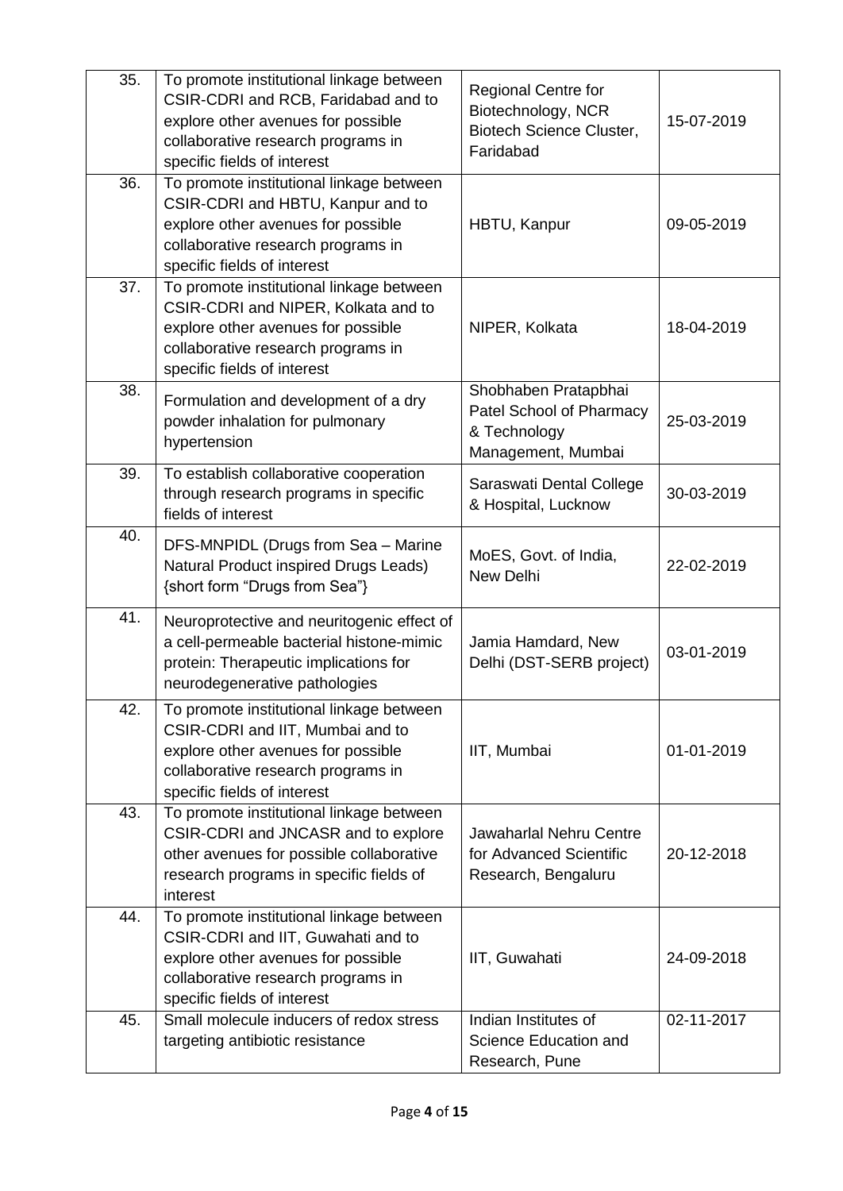| 35. | To promote institutional linkage between CSIR-CDRI and RCB, Faridabad and to explore other avenues for possible collaborative research programs in specific fields of interest | Regional Centre for Biotechnology, NCR Biotech Science Cluster, Faridabad | 15-07-2019 |
|---|---|---|---|
| 36. | To promote institutional linkage between CSIR-CDRI and HBTU, Kanpur and to explore other avenues for possible collaborative research programs in specific fields of interest | HBTU, Kanpur | 09-05-2019 |
| 37. | To promote institutional linkage between CSIR-CDRI and NIPER, Kolkata and to explore other avenues for possible collaborative research programs in specific fields of interest | NIPER, Kolkata | 18-04-2019 |
| 38. | Formulation and development of a dry powder inhalation for pulmonary hypertension | Shobhaben Pratapbhai Patel School of Pharmacy & Technology Management, Mumbai | 25-03-2019 |
| 39. | To establish collaborative cooperation through research programs in specific fields of interest | Saraswati Dental College & Hospital, Lucknow | 30-03-2019 |
| 40. | DFS-MNPIDL (Drugs from Sea – Marine Natural Product inspired Drugs Leads) {short form "Drugs from Sea"} | MoES, Govt. of India, New Delhi | 22-02-2019 |
| 41. | Neuroprotective and neuritogenic effect of a cell-permeable bacterial histone-mimic protein: Therapeutic implications for neurodegenerative pathologies | Jamia Hamdard, New Delhi (DST-SERB project) | 03-01-2019 |
| 42. | To promote institutional linkage between CSIR-CDRI and IIT, Mumbai and to explore other avenues for possible collaborative research programs in specific fields of interest | IIT, Mumbai | 01-01-2019 |
| 43. | To promote institutional linkage between CSIR-CDRI and JNCASR and to explore other avenues for possible collaborative research programs in specific fields of interest | Jawaharlal Nehru Centre for Advanced Scientific Research, Bengaluru | 20-12-2018 |
| 44. | To promote institutional linkage between CSIR-CDRI and IIT, Guwahati and to explore other avenues for possible collaborative research programs in specific fields of interest | IIT, Guwahati | 24-09-2018 |
| 45. | Small molecule inducers of redox stress targeting antibiotic resistance | Indian Institutes of Science Education and Research, Pune | 02-11-2017 |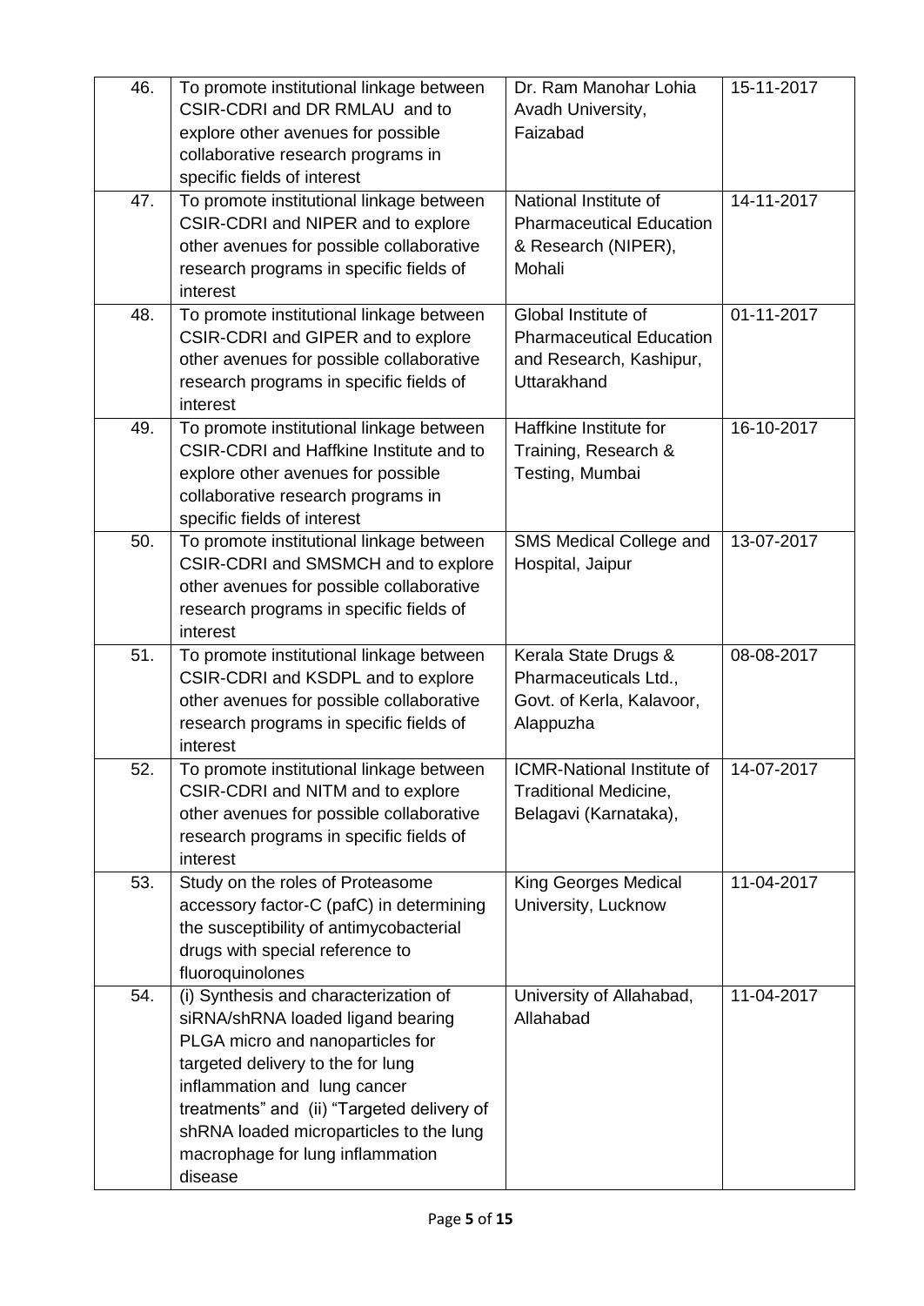| 46. | To promote institutional linkage between CSIR-CDRI and DR RMLAU and to explore other avenues for possible collaborative research programs in specific fields of interest | Dr. Ram Manohar Lohia Avadh University, Faizabad | 15-11-2017 |
|---|---|---|---|
| 47. | To promote institutional linkage between CSIR-CDRI and NIPER and to explore other avenues for possible collaborative research programs in specific fields of interest | National Institute of Pharmaceutical Education & Research (NIPER), Mohali | 14-11-2017 |
| 48. | To promote institutional linkage between CSIR-CDRI and GIPER and to explore other avenues for possible collaborative research programs in specific fields of interest | Global Institute of Pharmaceutical Education and Research, Kashipur, Uttarakhand | 01-11-2017 |
| 49. | To promote institutional linkage between CSIR-CDRI and Haffkine Institute and to explore other avenues for possible collaborative research programs in specific fields of interest | Haffkine Institute for Training, Research & Testing, Mumbai | 16-10-2017 |
| 50. | To promote institutional linkage between CSIR-CDRI and SMSMCH and to explore other avenues for possible collaborative research programs in specific fields of interest | SMS Medical College and Hospital, Jaipur | 13-07-2017 |
| 51. | To promote institutional linkage between CSIR-CDRI and KSDPL and to explore other avenues for possible collaborative research programs in specific fields of interest | Kerala State Drugs & Pharmaceuticals Ltd., Govt. of Kerla, Kalavoor, Alappuzha | 08-08-2017 |
| 52. | To promote institutional linkage between CSIR-CDRI and NITM and to explore other avenues for possible collaborative research programs in specific fields of interest | ICMR-National Institute of Traditional Medicine, Belagavi (Karnataka), | 14-07-2017 |
| 53. | Study on the roles of Proteasome accessory factor-C (pafC) in determining the susceptibility of antimycobacterial drugs with special reference to fluoroquinolones | King Georges Medical University, Lucknow | 11-04-2017 |
| 54. | (i) Synthesis and characterization of siRNA/shRNA loaded ligand bearing PLGA micro and nanoparticles for targeted delivery to the for lung inflammation and lung cancer treatments" and (ii) "Targeted delivery of shRNA loaded microparticles to the lung macrophage for lung inflammation disease | University of Allahabad, Allahabad | 11-04-2017 |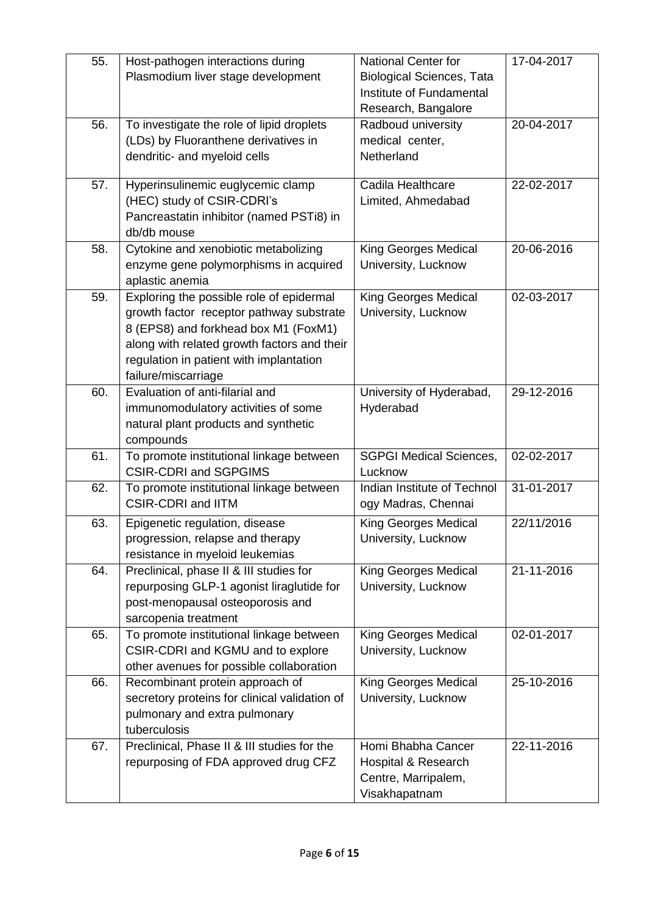| 55. | Host-pathogen interactions during Plasmodium liver stage development | National Center for Biological Sciences, Tata Institute of Fundamental Research, Bangalore | 17-04-2017 |
|---|---|---|---|
| 56. | To investigate the role of lipid droplets (LDs) by Fluoranthene derivatives in dendritic- and myeloid cells | Radboud university medical center, Netherland | 20-04-2017 |
| 57. | Hyperinsulinemic euglycemic clamp (HEC) study of CSIR-CDRI's Pancreastatin inhibitor (named PSTi8) in db/db mouse | Cadila Healthcare Limited, Ahmedabad | 22-02-2017 |
| 58. | Cytokine and xenobiotic metabolizing enzyme gene polymorphisms in acquired aplastic anemia | King Georges Medical University, Lucknow | 20-06-2016 |
| 59. | Exploring the possible role of epidermal growth factor receptor pathway substrate 8 (EPS8) and forkhead box M1 (FoxM1) along with related growth factors and their regulation in patient with implantation failure/miscarriage | King Georges Medical University, Lucknow | 02-03-2017 |
| 60. | Evaluation of anti-filarial and immunomodulatory activities of some natural plant products and synthetic compounds | University of Hyderabad, Hyderabad | 29-12-2016 |
| 61. | To promote institutional linkage between CSIR-CDRI and SGPGIMS | SGPGI Medical Sciences, Lucknow | 02-02-2017 |
| 62. | To promote institutional linkage between CSIR-CDRI and IITM | Indian Institute of Technology Madras, Chennai | 31-01-2017 |
| 63. | Epigenetic regulation, disease progression, relapse and therapy resistance in myeloid leukemias | King Georges Medical University, Lucknow | 22/11/2016 |
| 64. | Preclinical, phase II & III studies for repurposing GLP-1 agonist liraglutide for post-menopausal osteoporosis and sarcopenia treatment | King Georges Medical University, Lucknow | 21-11-2016 |
| 65. | To promote institutional linkage between CSIR-CDRI and KGMU and to explore other avenues for possible collaboration | King Georges Medical University, Lucknow | 02-01-2017 |
| 66. | Recombinant protein approach of secretory proteins for clinical validation of pulmonary and extra pulmonary tuberculosis | King Georges Medical University, Lucknow | 25-10-2016 |
| 67. | Preclinical, Phase II & III studies for the repurposing of FDA approved drug CFZ | Homi Bhabha Cancer Hospital & Research Centre, Marripalem, Visakhapatnam | 22-11-2016 |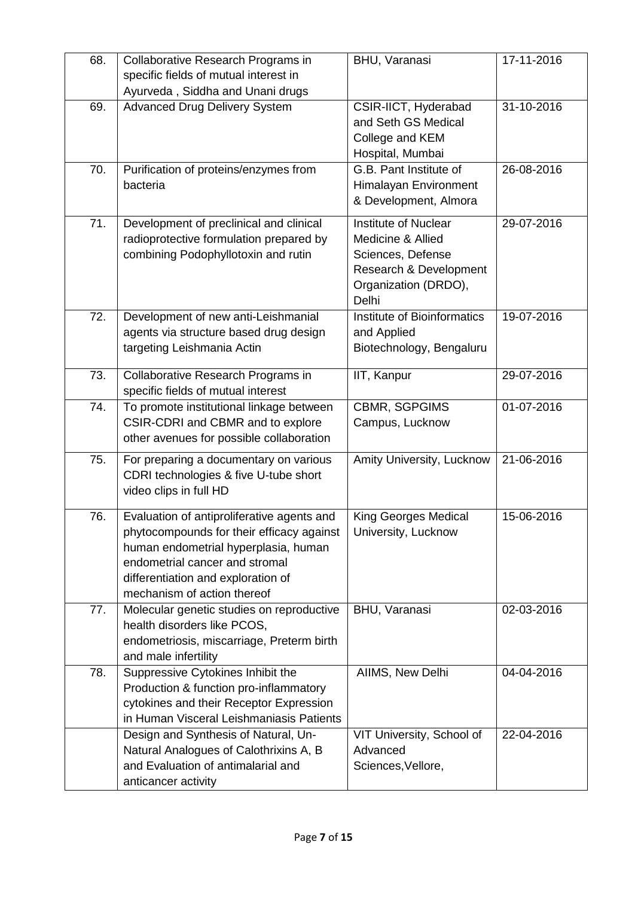| 68. | Collaborative Research Programs in specific fields of mutual interest in Ayurveda , Siddha and Unani drugs | BHU, Varanasi | 17-11-2016 |
|---|---|---|---|
| 69. | Advanced Drug Delivery System | CSIR-IICT, Hyderabad and Seth GS Medical College and KEM Hospital, Mumbai | 31-10-2016 |
| 70. | Purification of proteins/enzymes from bacteria | G.B. Pant Institute of Himalayan Environment & Development, Almora | 26-08-2016 |
| 71. | Development of preclinical and clinical radioprotective formulation prepared by combining Podophyllotoxin and rutin | Institute of Nuclear Medicine & Allied Sciences, Defense Research & Development Organization (DRDO), Delhi | 29-07-2016 |
| 72. | Development of new anti-Leishmanial agents via structure based drug design targeting Leishmania Actin | Institute of Bioinformatics and Applied Biotechnology, Bengaluru | 19-07-2016 |
| 73. | Collaborative Research Programs in specific fields of mutual interest | IIT, Kanpur | 29-07-2016 |
| 74. | To promote institutional linkage between CSIR-CDRI and CBMR and to explore other avenues for possible collaboration | CBMR, SGPGIMS Campus, Lucknow | 01-07-2016 |
| 75. | For preparing a documentary on various CDRI technologies & five U-tube short video clips in full HD | Amity University, Lucknow | 21-06-2016 |
| 76. | Evaluation of antiproliferative agents and phytocompounds for their efficacy against human endometrial hyperplasia, human endometrial cancer and stromal differentiation and exploration of mechanism of action thereof | King Georges Medical University, Lucknow | 15-06-2016 |
| 77. | Molecular genetic studies on reproductive health disorders like PCOS, endometriosis, miscarriage, Preterm birth and male infertility | BHU, Varanasi | 02-03-2016 |
| 78. | Suppressive Cytokines Inhibit the Production & function pro-inflammatory cytokines and their Receptor Expression in Human Visceral Leishmaniasis Patients | AIIMS, New Delhi | 04-04-2016 |
| | Design and Synthesis of Natural, Un-Natural Analogues of Calothrixins A, B and Evaluation of antimalarial and anticancer activity | VIT University, School of Advanced Sciences,Vellore, | 22-04-2016 |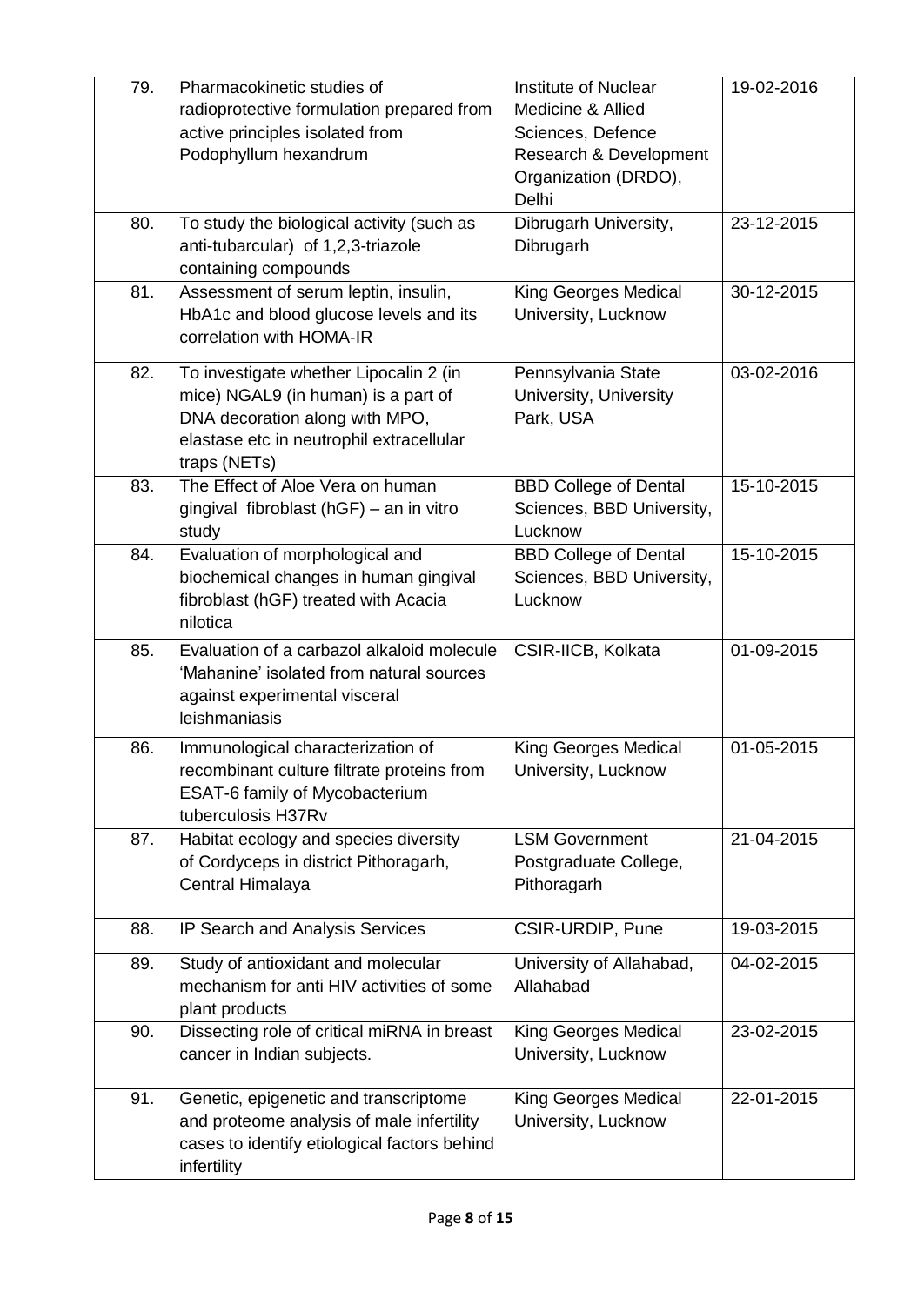| 79. | Pharmacokinetic studies of radioprotective formulation prepared from active principles isolated from Podophyllum hexandrum | Institute of Nuclear Medicine & Allied Sciences, Defence Research & Development Organization (DRDO), Delhi | 19-02-2016 |
|---|---|---|---|
| 80. | To study the biological activity (such as anti-tubarcular) of 1,2,3-triazole containing compounds | Dibrugarh University, Dibrugarh | 23-12-2015 |
| 81. | Assessment of serum leptin, insulin, HbA1c and blood glucose levels and its correlation with HOMA-IR | King Georges Medical University, Lucknow | 30-12-2015 |
| 82. | To investigate whether Lipocalin 2 (in mice) NGAL9 (in human) is a part of DNA decoration along with MPO, elastase etc in neutrophil extracellular traps (NETs) | Pennsylvania State University, University Park, USA | 03-02-2016 |
| 83. | The Effect of Aloe Vera on human gingival fibroblast (hGF) – an in vitro study | BBD College of Dental Sciences, BBD University, Lucknow | 15-10-2015 |
| 84. | Evaluation of morphological and biochemical changes in human gingival fibroblast (hGF) treated with Acacia nilotica | BBD College of Dental Sciences, BBD University, Lucknow | 15-10-2015 |
| 85. | Evaluation of a carbazol alkaloid molecule 'Mahanine' isolated from natural sources against experimental visceral leishmaniasis | CSIR-IICB, Kolkata | 01-09-2015 |
| 86. | Immunological characterization of recombinant culture filtrate proteins from ESAT-6 family of Mycobacterium tuberculosis H37Rv | King Georges Medical University, Lucknow | 01-05-2015 |
| 87. | Habitat ecology and species diversity of Cordyceps in district Pithoragarh, Central Himalaya | LSM Government Postgraduate College, Pithoragarh | 21-04-2015 |
| 88. | IP Search and Analysis Services | CSIR-URDIP, Pune | 19-03-2015 |
| 89. | Study of antioxidant and molecular mechanism for anti HIV activities of some plant products | University of Allahabad, Allahabad | 04-02-2015 |
| 90. | Dissecting role of critical miRNA in breast cancer in Indian subjects. | King Georges Medical University, Lucknow | 23-02-2015 |
| 91. | Genetic, epigenetic and transcriptome and proteome analysis of male infertility cases to identify etiological factors behind infertility | King Georges Medical University, Lucknow | 22-01-2015 |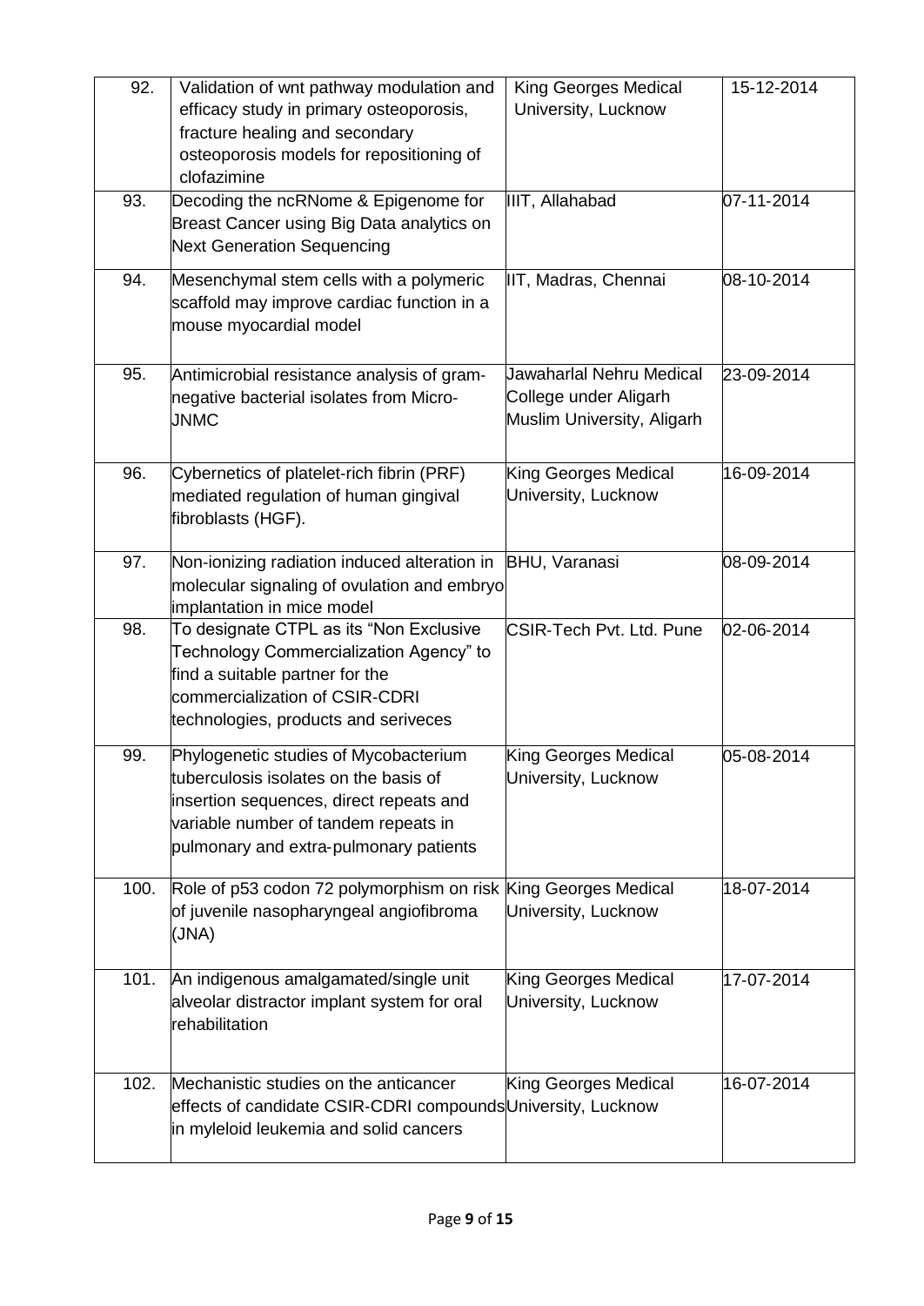| 92. | Validation of wnt pathway modulation and efficacy study in primary osteoporosis, fracture healing and secondary osteoporosis models for repositioning of clofazimine | King Georges Medical University, Lucknow | 15-12-2014 |
|---|---|---|---|
| 93. | Decoding the ncRNome & Epigenome for Breast Cancer using Big Data analytics on Next Generation Sequencing | IIIT, Allahabad | 07-11-2014 |
| 94. | Mesenchymal stem cells with a polymeric scaffold may improve cardiac function in a mouse myocardial model | IIT, Madras, Chennai | 08-10-2014 |
| 95. | Antimicrobial resistance analysis of gram-negative bacterial isolates from Micro-JNMC | Jawaharlal Nehru Medical College under Aligarh Muslim University, Aligarh | 23-09-2014 |
| 96. | Cybernetics of platelet-rich fibrin (PRF) mediated regulation of human gingival fibroblasts (HGF). | King Georges Medical University, Lucknow | 16-09-2014 |
| 97. | Non-ionizing radiation induced alteration in molecular signaling of ovulation and embryo implantation in mice model | BHU, Varanasi | 08-09-2014 |
| 98. | To designate CTPL as its "Non Exclusive Technology Commercialization Agency" to find a suitable partner for the commercialization of CSIR-CDRI technologies, products and seriveces | CSIR-Tech Pvt. Ltd. Pune | 02-06-2014 |
| 99. | Phylogenetic studies of Mycobacterium tuberculosis isolates on the basis of insertion sequences, direct repeats and variable number of tandem repeats in pulmonary and extra-pulmonary patients | King Georges Medical University, Lucknow | 05-08-2014 |
| 100. | Role of p53 codon 72 polymorphism on risk of juvenile nasopharyngeal angiofibroma (JNA) | King Georges Medical University, Lucknow | 18-07-2014 |
| 101. | An indigenous amalgamated/single unit alveolar distractor implant system for oral rehabilitation | King Georges Medical University, Lucknow | 17-07-2014 |
| 102. | Mechanistic studies on the anticancer effects of candidate CSIR-CDRI compounds in myleloid leukemia and solid cancers | King Georges Medical University, Lucknow | 16-07-2014 |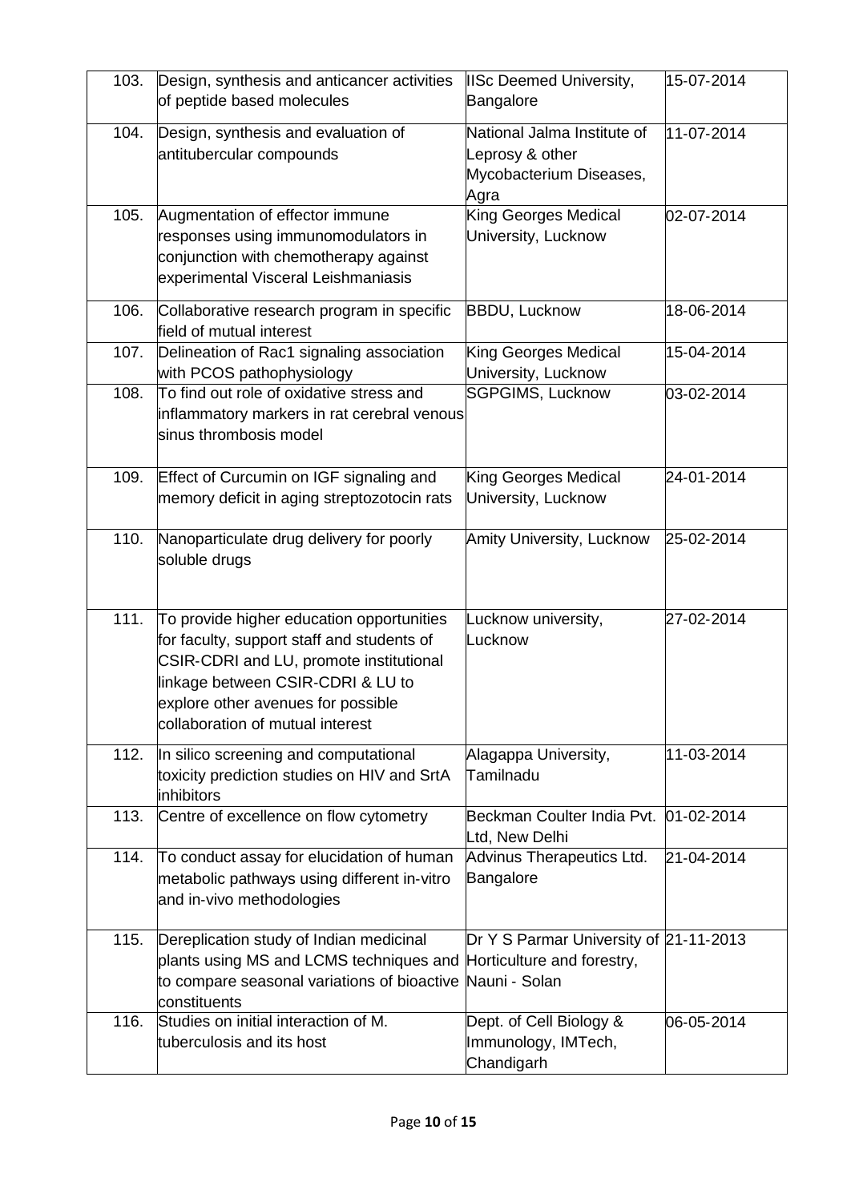| | | | |
|---|---|---|---|
| 103. | Design, synthesis and anticancer activities of peptide based molecules | IISc Deemed University, Bangalore | 15-07-2014 |
| 104. | Design, synthesis and evaluation of antitubercular compounds | National Jalma Institute of Leprosy & other Mycobacterium Diseases, Agra | 11-07-2014 |
| 105. | Augmentation of effector immune responses using immunomodulators in conjunction with chemotherapy against experimental Visceral Leishmaniasis | King Georges Medical University, Lucknow | 02-07-2014 |
| 106. | Collaborative research program in specific field of mutual interest | BBDU, Lucknow | 18-06-2014 |
| 107. | Delineation of Rac1 signaling association with PCOS pathophysiology | King Georges Medical University, Lucknow | 15-04-2014 |
| 108. | To find out role of oxidative stress and inflammatory markers in rat cerebral venous sinus thrombosis model | SGPGIMS, Lucknow | 03-02-2014 |
| 109. | Effect of Curcumin on IGF signaling and memory deficit in aging streptozotocin rats | King Georges Medical University, Lucknow | 24-01-2014 |
| 110. | Nanoparticulate drug delivery for poorly soluble drugs | Amity University, Lucknow | 25-02-2014 |
| 111. | To provide higher education opportunities for faculty, support staff and students of CSIR-CDRI and LU, promote institutional linkage between CSIR-CDRI & LU to explore other avenues for possible collaboration of mutual interest | Lucknow university, Lucknow | 27-02-2014 |
| 112. | In silico screening and computational toxicity prediction studies on HIV and SrtA inhibitors | Alagappa University, Tamilnadu | 11-03-2014 |
| 113. | Centre of excellence on flow cytometry | Beckman Coulter India Pvt. Ltd, New Delhi | 01-02-2014 |
| 114. | To conduct assay for elucidation of human metabolic pathways using different in-vitro and in-vivo methodologies | Advinus Therapeutics Ltd. Bangalore | 21-04-2014 |
| 115. | Dereplication study of Indian medicinal plants using MS and LCMS techniques and to compare seasonal variations of bioactive constituents | Dr Y S Parmar University of Horticulture and forestry, Nauni - Solan | 21-11-2013 |
| 116. | Studies on initial interaction of M. tuberculosis and its host | Dept. of Cell Biology & Immunology, IMTech, Chandigarh | 06-05-2014 |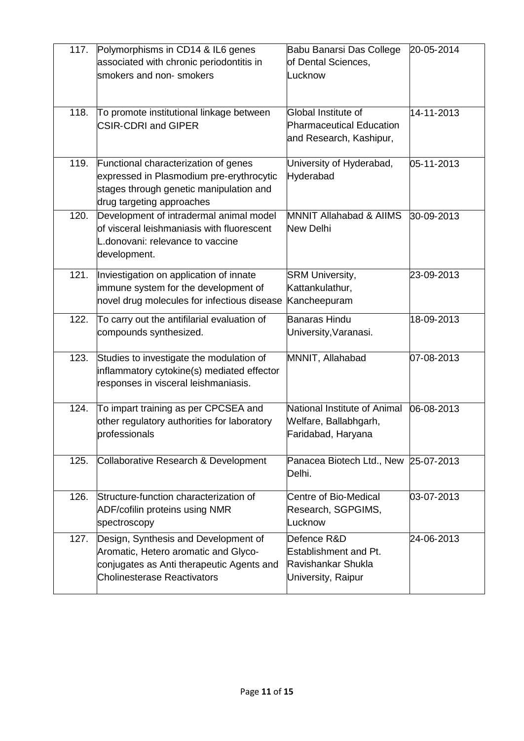| 117. | Polymorphisms in CD14 & IL6 genes associated with chronic periodontitis in smokers and non- smokers | Babu Banarsi Das College of Dental Sciences, Lucknow | 20-05-2014 |
|---|---|---|---|
| 118. | To promote institutional linkage between CSIR-CDRI and GIPER | Global Institute of Pharmaceutical Education and Research, Kashipur, | 14-11-2013 |
| 119. | Functional characterization of genes expressed in Plasmodium pre-erythrocytic stages through genetic manipulation and drug targeting approaches | University of Hyderabad, Hyderabad | 05-11-2013 |
| 120. | Development of intradermal animal model of visceral leishmaniasis with fluorescent L.donovani: relevance to vaccine development. | MNNIT Allahabad & AIIMS New Delhi | 30-09-2013 |
| 121. | Inviestigation on application of innate immune system for the development of novel drug molecules for infectious disease | SRM University, Kattankulathur, Kancheepuram | 23-09-2013 |
| 122. | To carry out the antifilarial evaluation of compounds synthesized. | Banaras Hindu University,Varanasi. | 18-09-2013 |
| 123. | Studies to investigate the modulation of inflammatory cytokine(s) mediated effector responses in visceral leishmaniasis. | MNNIT, Allahabad | 07-08-2013 |
| 124. | To impart training as per CPCSEA and other regulatory authorities for laboratory professionals | National Institute of Animal Welfare, Ballabhgarh, Faridabad, Haryana | 06-08-2013 |
| 125. | Collaborative Research & Development | Panacea Biotech Ltd., New Delhi. | 25-07-2013 |
| 126. | Structure-function characterization of ADF/cofilin proteins using NMR spectroscopy | Centre of Bio-Medical Research, SGPGIMS, Lucknow | 03-07-2013 |
| 127. | Design, Synthesis and Development of Aromatic, Hetero aromatic and Glyco-conjugates as Anti therapeutic Agents and Cholinesterase Reactivators | Defence R&D Establishment and Pt. Ravishankar Shukla University, Raipur | 24-06-2013 |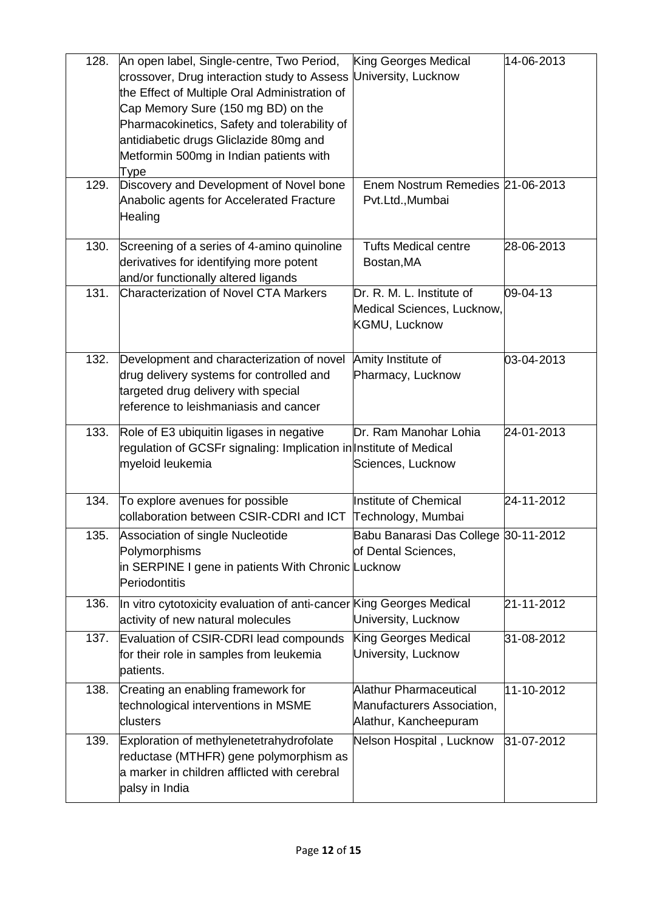| 128. | An open label, Single-centre, Two Period, crossover, Drug interaction study to Assess the Effect of Multiple Oral Administration of Cap Memory Sure (150 mg BD) on the Pharmacokinetics, Safety and tolerability of antidiabetic drugs Gliclazide 80mg and Metformin 500mg in Indian patients with Type | King Georges Medical University, Lucknow | 14-06-2013 |
|---|---|---|---|
| 129. | Discovery and Development of Novel bone Anabolic agents for Accelerated Fracture Healing | Enem Nostrum Remedies Pvt.Ltd.,Mumbai | 21-06-2013 |
| 130. | Screening of a series of 4-amino quinoline derivatives for identifying more potent and/or functionally altered ligands | Tufts Medical centre Bostan,MA | 28-06-2013 |
| 131. | Characterization of Novel CTA Markers | Dr. R. M. L. Institute of Medical Sciences, Lucknow, KGMU, Lucknow | 09-04-13 |
| 132. | Development and characterization of novel drug delivery systems for controlled and targeted drug delivery with special reference to leishmaniasis and cancer | Amity Institute of Pharmacy, Lucknow | 03-04-2013 |
| 133. | Role of E3 ubiquitin ligases in negative regulation of GCSFr signaling: Implication in myeloid leukemia | Dr. Ram Manohar Lohia Institute of Medical Sciences, Lucknow | 24-01-2013 |
| 134. | To explore avenues for possible collaboration between CSIR-CDRI and ICT | Institute of Chemical Technology, Mumbai | 24-11-2012 |
| 135. | Association of single Nucleotide Polymorphisms in SERPINE I gene in patients With Chronic Periodontitis | Babu Banarasi Das College of Dental Sciences, Lucknow | 30-11-2012 |
| 136. | In vitro cytotoxicity evaluation of anti-cancer activity of new natural molecules | King Georges Medical University, Lucknow | 21-11-2012 |
| 137. | Evaluation of CSIR-CDRI lead compounds for their role in samples from leukemia patients. | King Georges Medical University, Lucknow | 31-08-2012 |
| 138. | Creating an enabling framework for technological interventions in MSME clusters | Alathur Pharmaceutical Manufacturers Association, Alathur, Kancheepuram | 11-10-2012 |
| 139. | Exploration of methylenetetrahydrofolate reductase (MTHFR) gene polymorphism as a marker in children afflicted with cerebral palsy in India | Nelson Hospital , Lucknow | 31-07-2012 |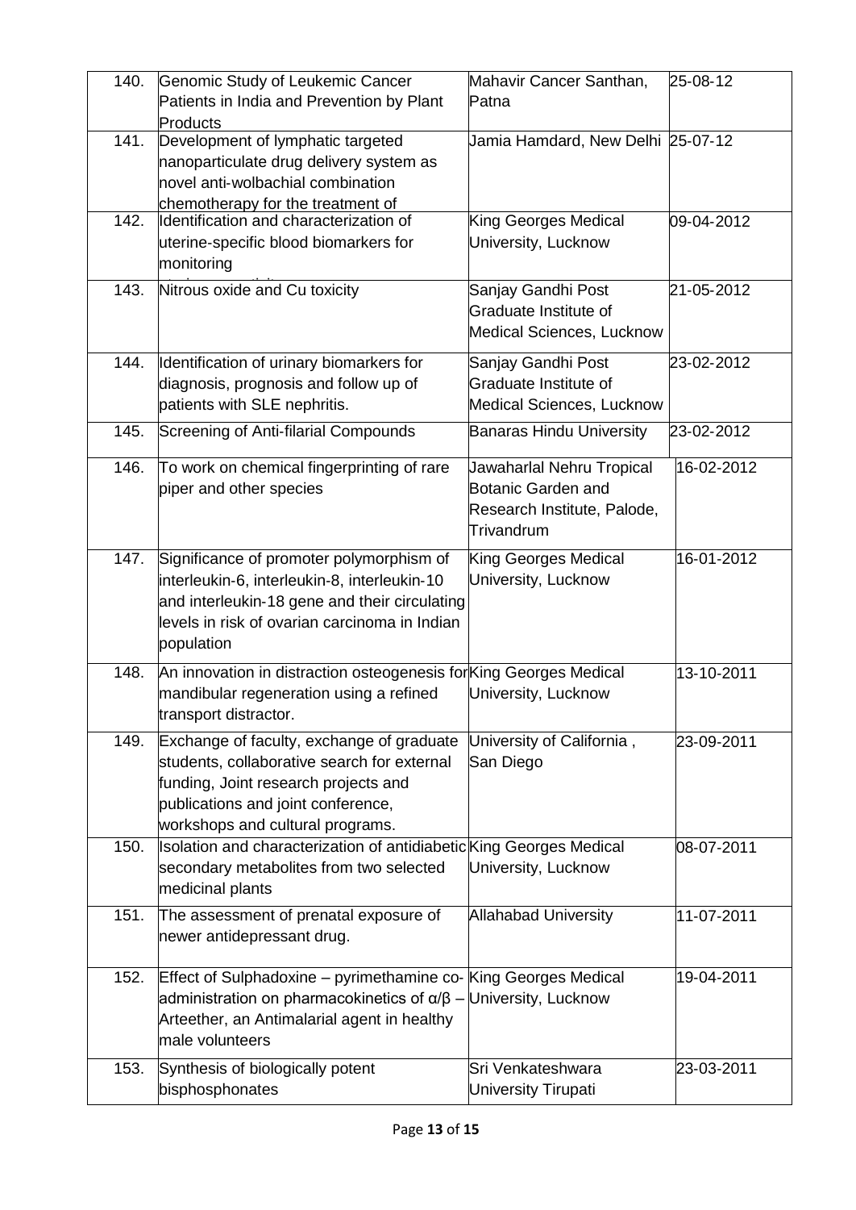| 140. | Genomic Study of Leukemic Cancer Patients in India and Prevention by Plant Products | Mahavir Cancer Santhan, Patna | 25-08-12 |
|---|---|---|---|
| 141. | Development of lymphatic targeted nanoparticulate drug delivery system as novel anti-wolbachial combination chemotherapy for the treatment of | Jamia Hamdard, New Delhi | 25-07-12 |
| 142. | Identification and characterization of uterine-specific blood biomarkers for monitoring | King Georges Medical University, Lucknow | 09-04-2012 |
| 143. | Nitrous oxide and Cu toxicity | Sanjay Gandhi Post Graduate Institute of Medical Sciences, Lucknow | 21-05-2012 |
| 144. | Identification of urinary biomarkers for diagnosis, prognosis and follow up of patients with SLE nephritis. | Sanjay Gandhi Post Graduate Institute of Medical Sciences, Lucknow | 23-02-2012 |
| 145. | Screening of Anti-filarial Compounds | Banaras Hindu University | 23-02-2012 |
| 146. | To work on chemical fingerprinting of rare piper and other species | Jawaharlal Nehru Tropical Botanic Garden and Research Institute, Palode, Trivandrum | 16-02-2012 |
| 147. | Significance of promoter polymorphism of interleukin-6, interleukin-8, interleukin-10 and interleukin-18 gene and their circulating levels in risk of ovarian carcinoma in Indian population | King Georges Medical University, Lucknow | 16-01-2012 |
| 148. | An innovation in distraction osteogenesis for mandibular regeneration using a refined transport distractor. | King Georges Medical University, Lucknow | 13-10-2011 |
| 149. | Exchange of faculty, exchange of graduate students, collaborative search for external funding, Joint research projects and publications and joint conference, workshops and cultural programs. | University of California , San Diego | 23-09-2011 |
| 150. | Isolation and characterization of antidiabetic secondary metabolites from two selected medicinal plants | King Georges Medical University, Lucknow | 08-07-2011 |
| 151. | The assessment of prenatal exposure of newer antidepressant drug. | Allahabad University | 11-07-2011 |
| 152. | Effect of Sulphadoxine – pyrimethamine co-administration on pharmacokinetics of $\alpha/\beta$ – Arteether, an Antimalarial agent in healthy male volunteers | King Georges Medical University, Lucknow | 19-04-2011 |
| 153. | Synthesis of biologically potent bisphosphonates | Sri Venkateshwara University Tirupati | 23-03-2011 |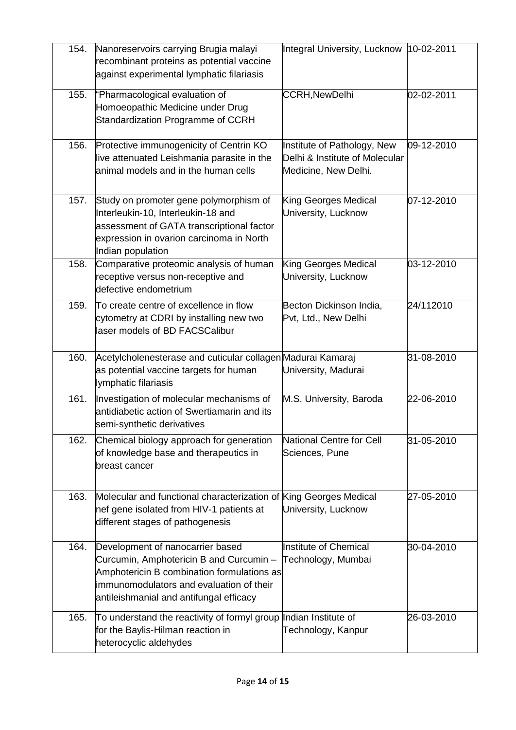| 154. | Nanoreservoirs carrying Brugia malayi recombinant proteins as potential vaccine against experimental lymphatic filariasis | Integral University, Lucknow | 10-02-2011 |
|---|---|---|---|
| 155. | "Pharmacological evaluation of Homoeopathic Medicine under Drug Standardization Programme of CCRH | CCRH,NewDelhi | 02-02-2011 |
| 156. | Protective immunogenicity of Centrin KO live attenuated Leishmania parasite in the animal models and in the human cells | Institute of Pathology, New Delhi & Institute of Molecular Medicine, New Delhi. | 09-12-2010 |
| 157. | Study on promoter gene polymorphism of Interleukin-10, Interleukin-18 and assessment of GATA transcriptional factor expression in ovarion carcinoma in North Indian population | King Georges Medical University, Lucknow | 07-12-2010 |
| 158. | Comparative proteomic analysis of human receptive versus non-receptive and defective endometrium | King Georges Medical University, Lucknow | 03-12-2010 |
| 159. | To create centre of excellence in flow cytometry at CDRI by installing new two laser models of BD FACSCalibur | Becton Dickinson India, Pvt, Ltd., New Delhi | 24/112010 |
| 160. | Acetylcholenesterase and cuticular collagen as potential vaccine targets for human lymphatic filariasis | Madurai Kamaraj University, Madurai | 31-08-2010 |
| 161. | Investigation of molecular mechanisms of antidiabetic action of Swertiamarin and its semi-synthetic derivatives | M.S. University, Baroda | 22-06-2010 |
| 162. | Chemical biology approach for generation of knowledge base and therapeutics in breast cancer | National Centre for Cell Sciences, Pune | 31-05-2010 |
| 163. | Molecular and functional characterization of nef gene isolated from HIV-1 patients at different stages of pathogenesis | King Georges Medical University, Lucknow | 27-05-2010 |
| 164. | Development of nanocarrier based Curcumin, Amphotericin B and Curcumin – Amphotericin B combination formulations as immunomodulators and evaluation of their antileishmanial and antifungal efficacy | Institute of Chemical Technology, Mumbai | 30-04-2010 |
| 165. | To understand the reactivity of formyl group for the Baylis-Hilman reaction in heterocyclic aldehydes | Indian Institute of Technology, Kanpur | 26-03-2010 |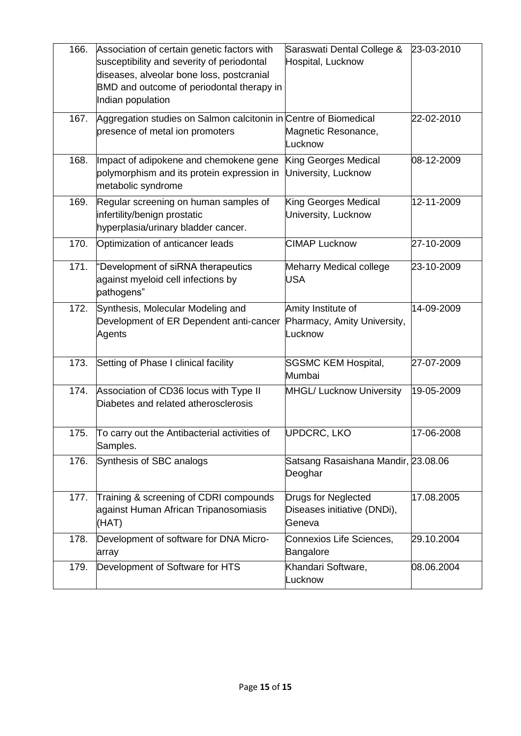| | | | |
|---|---|---|---|
| 166. | Association of certain genetic factors with susceptibility and severity of periodontal diseases, alveolar bone loss, postcranial BMD and outcome of periodontal therapy in Indian population | Saraswati Dental College & Hospital, Lucknow | 23-03-2010 |
| 167. | Aggregation studies on Salmon calcitonin in presence of metal ion promoters | Centre of Biomedical Magnetic Resonance, Lucknow | 22-02-2010 |
| 168. | Impact of adipokene and chemokene gene polymorphism and its protein expression in metabolic syndrome | King Georges Medical University, Lucknow | 08-12-2009 |
| 169. | Regular screening on human samples of infertility/benign prostatic hyperplasia/urinary bladder cancer. | King Georges Medical University, Lucknow | 12-11-2009 |
| 170. | Optimization of anticancer leads | CIMAP Lucknow | 27-10-2009 |
| 171. | "Development of siRNA therapeutics against myeloid cell infections by pathogens" | Meharry Medical college USA | 23-10-2009 |
| 172. | Synthesis, Molecular Modeling and Development of ER Dependent anti-cancer Agents | Amity Institute of Pharmacy, Amity University, Lucknow | 14-09-2009 |
| 173. | Setting of Phase I clinical facility | SGSMC KEM Hospital, Mumbai | 27-07-2009 |
| 174. | Association of CD36 locus with Type II Diabetes and related atherosclerosis | MHGL/ Lucknow University | 19-05-2009 |
| 175. | To carry out the Antibacterial activities of Samples. | UPDCRC, LKO | 17-06-2008 |
| 176. | Synthesis of SBC analogs | Satsang Rasaishana Mandir, Deoghar | 23.08.06 |
| 177. | Training & screening of CDRI compounds against Human African Tripanosomiasis (HAT) | Drugs for Neglected Diseases initiative (DNDi), Geneva | 17.08.2005 |
| 178. | Development of software for DNA Micro-array | Connexios Life Sciences, Bangalore | 29.10.2004 |
| 179. | Development of Software for HTS | Khandari Software, Lucknow | 08.06.2004 |